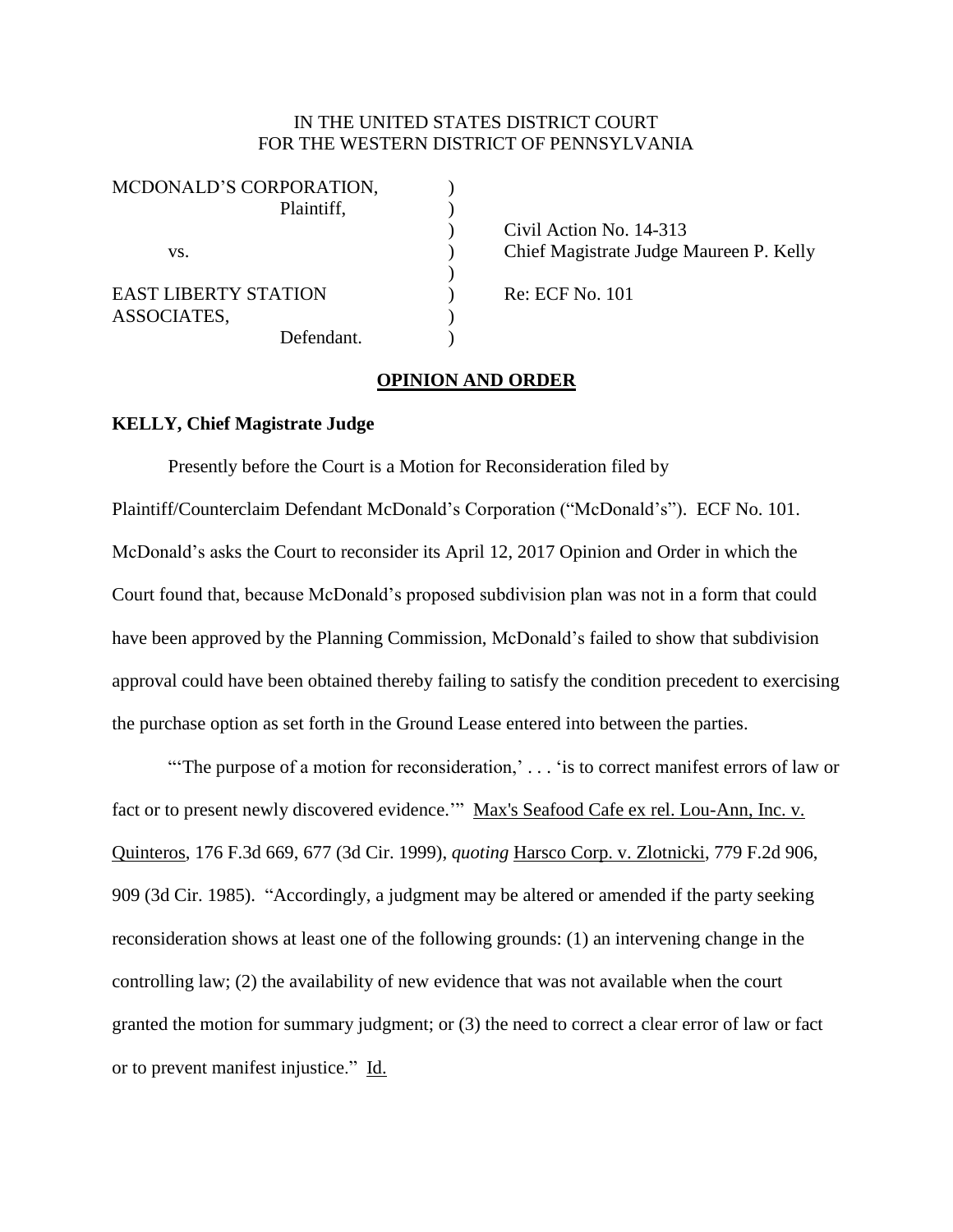IN THE UNITED STATES DISTRICT COURT
FOR THE WESTERN DISTRICT OF PENNSYLVANIA

| | | |
|---|---|---|
| MCDONALD'S CORPORATION, Plaintiff, | ) | |
| | ) | Civil Action No. 14-313 |
| vs. | ) | Chief Magistrate Judge Maureen P. Kelly |
| | ) | |
| EAST LIBERTY STATION ASSOCIATES, | ) | Re: ECF No. 101 |
| Defendant. | ) | |

**OPINION AND ORDER**

**KELLY, Chief Magistrate Judge**

Presently before the Court is a Motion for Reconsideration filed by Plaintiff/Counterclaim Defendant McDonald's Corporation ("McDonald's"). ECF No. 101. McDonald's asks the Court to reconsider its April 12, 2017 Opinion and Order in which the Court found that, because McDonald's proposed subdivision plan was not in a form that could have been approved by the Planning Commission, McDonald's failed to show that subdivision approval could have been obtained thereby failing to satisfy the condition precedent to exercising the purchase option as set forth in the Ground Lease entered into between the parties.

"'The purpose of a motion for reconsideration,' . . . 'is to correct manifest errors of law or fact or to present newly discovered evidence.'" Max's Seafood Cafe ex rel. Lou-Ann, Inc. v. Quinteros, 176 F.3d 669, 677 (3d Cir. 1999), *quoting* Harsco Corp. v. Zlotnicki, 779 F.2d 906, 909 (3d Cir. 1985). "Accordingly, a judgment may be altered or amended if the party seeking reconsideration shows at least one of the following grounds: (1) an intervening change in the controlling law; (2) the availability of new evidence that was not available when the court granted the motion for summary judgment; or (3) the need to correct a clear error of law or fact or to prevent manifest injustice." Id.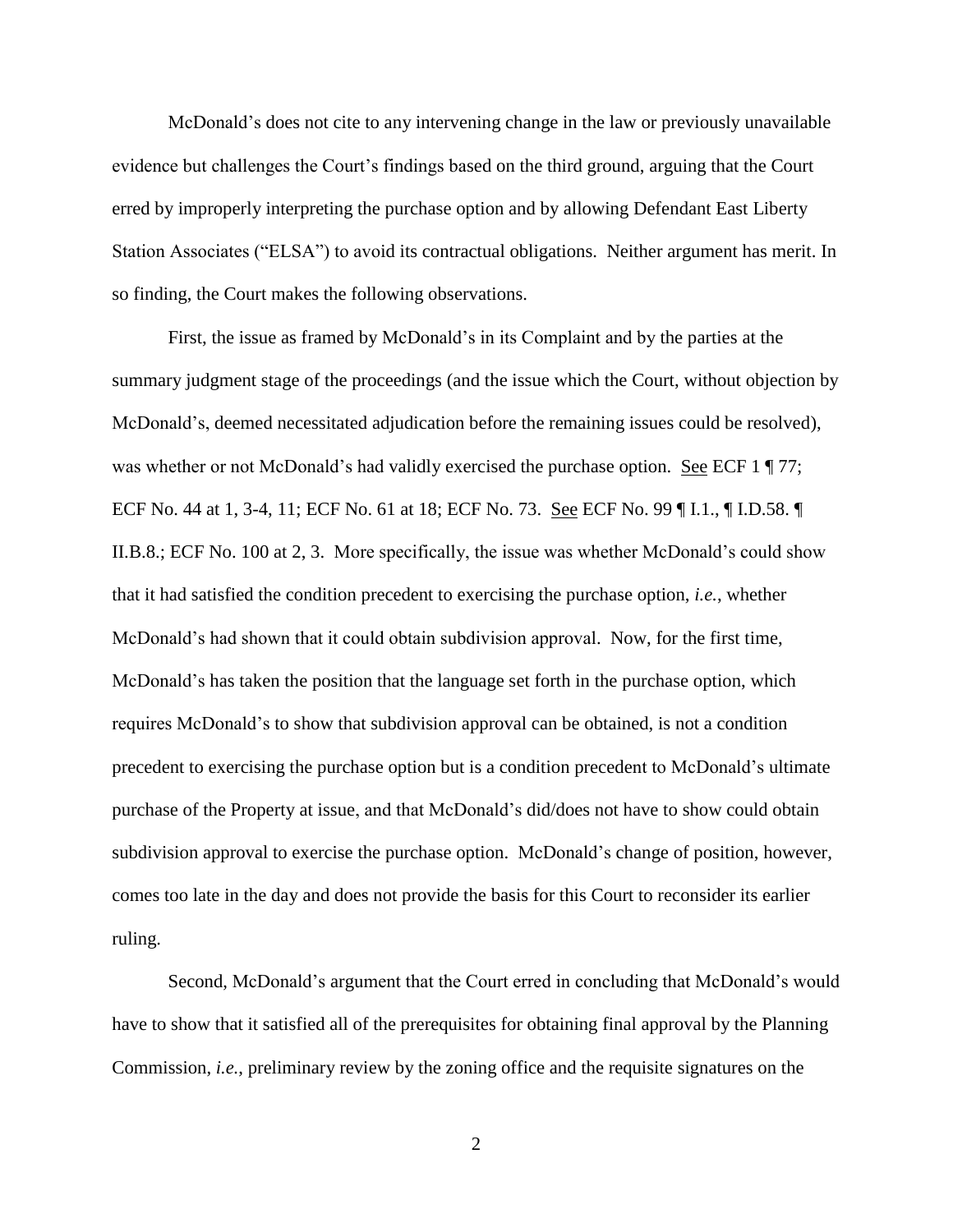McDonald's does not cite to any intervening change in the law or previously unavailable evidence but challenges the Court's findings based on the third ground, arguing that the Court erred by improperly interpreting the purchase option and by allowing Defendant East Liberty Station Associates ("ELSA") to avoid its contractual obligations. Neither argument has merit. In so finding, the Court makes the following observations.

First, the issue as framed by McDonald's in its Complaint and by the parties at the summary judgment stage of the proceedings (and the issue which the Court, without objection by McDonald's, deemed necessitated adjudication before the remaining issues could be resolved), was whether or not McDonald's had validly exercised the purchase option. See ECF 1 ¶ 77; ECF No. 44 at 1, 3-4, 11; ECF No. 61 at 18; ECF No. 73. See ECF No. 99 ¶ I.1., ¶ I.D.58. ¶ II.B.8.; ECF No. 100 at 2, 3. More specifically, the issue was whether McDonald's could show that it had satisfied the condition precedent to exercising the purchase option, *i.e.*, whether McDonald's had shown that it could obtain subdivision approval. Now, for the first time, McDonald's has taken the position that the language set forth in the purchase option, which requires McDonald's to show that subdivision approval can be obtained, is not a condition precedent to exercising the purchase option but is a condition precedent to McDonald's ultimate purchase of the Property at issue, and that McDonald's did/does not have to show could obtain subdivision approval to exercise the purchase option. McDonald's change of position, however, comes too late in the day and does not provide the basis for this Court to reconsider its earlier ruling.

Second, McDonald's argument that the Court erred in concluding that McDonald's would have to show that it satisfied all of the prerequisites for obtaining final approval by the Planning Commission, *i.e.*, preliminary review by the zoning office and the requisite signatures on the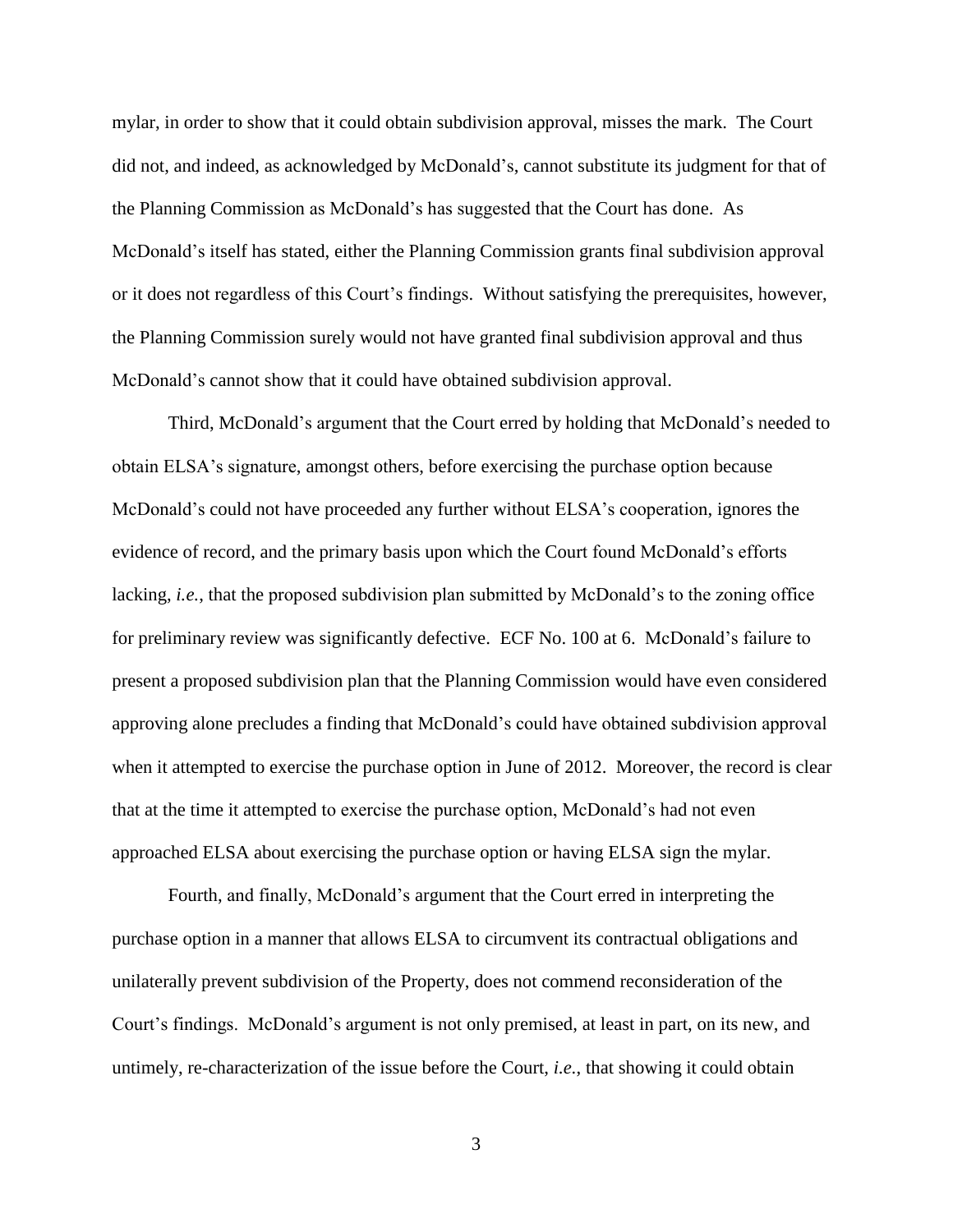mylar, in order to show that it could obtain subdivision approval, misses the mark. The Court did not, and indeed, as acknowledged by McDonald's, cannot substitute its judgment for that of the Planning Commission as McDonald's has suggested that the Court has done. As McDonald's itself has stated, either the Planning Commission grants final subdivision approval or it does not regardless of this Court's findings. Without satisfying the prerequisites, however, the Planning Commission surely would not have granted final subdivision approval and thus McDonald's cannot show that it could have obtained subdivision approval.

Third, McDonald's argument that the Court erred by holding that McDonald's needed to obtain ELSA's signature, amongst others, before exercising the purchase option because McDonald's could not have proceeded any further without ELSA's cooperation, ignores the evidence of record, and the primary basis upon which the Court found McDonald's efforts lacking, *i.e.*, that the proposed subdivision plan submitted by McDonald's to the zoning office for preliminary review was significantly defective. ECF No. 100 at 6. McDonald's failure to present a proposed subdivision plan that the Planning Commission would have even considered approving alone precludes a finding that McDonald's could have obtained subdivision approval when it attempted to exercise the purchase option in June of 2012. Moreover, the record is clear that at the time it attempted to exercise the purchase option, McDonald's had not even approached ELSA about exercising the purchase option or having ELSA sign the mylar.

Fourth, and finally, McDonald's argument that the Court erred in interpreting the purchase option in a manner that allows ELSA to circumvent its contractual obligations and unilaterally prevent subdivision of the Property, does not commend reconsideration of the Court's findings. McDonald's argument is not only premised, at least in part, on its new, and untimely, re-characterization of the issue before the Court, *i.e.*, that showing it could obtain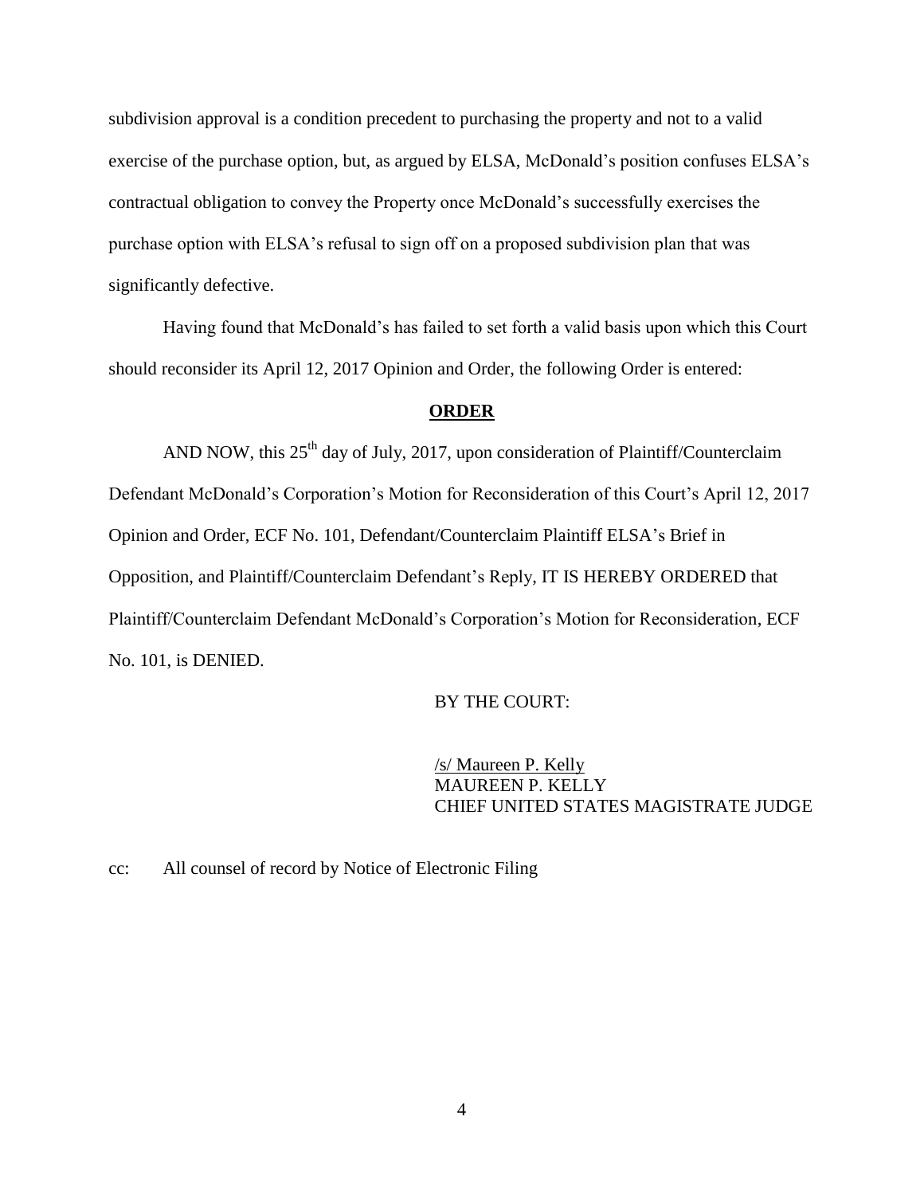subdivision approval is a condition precedent to purchasing the property and not to a valid exercise of the purchase option, but, as argued by ELSA, McDonald's position confuses ELSA's contractual obligation to convey the Property once McDonald's successfully exercises the purchase option with ELSA's refusal to sign off on a proposed subdivision plan that was significantly defective.

Having found that McDonald's has failed to set forth a valid basis upon which this Court should reconsider its April 12, 2017 Opinion and Order, the following Order is entered:

**ORDER**

AND NOW, this 25th day of July, 2017, upon consideration of Plaintiff/Counterclaim Defendant McDonald's Corporation's Motion for Reconsideration of this Court's April 12, 2017 Opinion and Order, ECF No. 101, Defendant/Counterclaim Plaintiff ELSA's Brief in Opposition, and Plaintiff/Counterclaim Defendant's Reply, IT IS HEREBY ORDERED that Plaintiff/Counterclaim Defendant McDonald's Corporation's Motion for Reconsideration, ECF No. 101, is DENIED.

BY THE COURT:

/s/ Maureen P. Kelly
MAUREEN P. KELLY
CHIEF UNITED STATES MAGISTRATE JUDGE

cc: All counsel of record by Notice of Electronic Filing